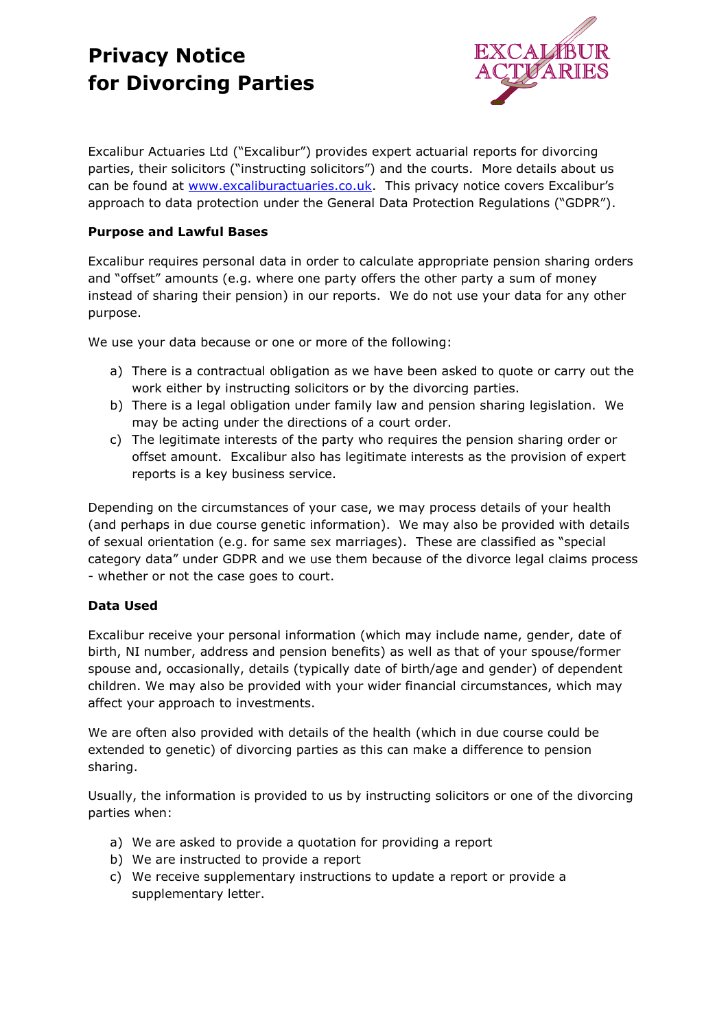# Privacy Notice for Divorcing Parties

Excalibur Actuaries Ltd ("Excalibur") provides expert actuarial reports for divorcing parties, their solicitors ("instructing solicitors") and the courts. More details about us can be found at [www.excaliburactuaries.co.uk](http://www.excaliburactuaries.co.uk). This privacy notice covers Excalibur's approach to data protection under the General Data Protection Regulations ("GDPR").

**Purpose and Lawful Bases**

Excalibur requires personal data in order to calculate appropriate pension sharing orders and "offset" amounts (e.g. where one party offers the other party a sum of money instead of sharing their pension) in our reports. We do not use your data for any other purpose.

We use your data because or one or more of the following:

a) There is a contractual obligation as we have been asked to quote or carry out the work either by instructing solicitors or by the divorcing parties.
b) There is a legal obligation under family law and pension sharing legislation. We may be acting under the directions of a court order.
c) The legitimate interests of the party who requires the pension sharing order or offset amount. Excalibur also has legitimate interests as the provision of expert reports is a key business service.

Depending on the circumstances of your case, we may process details of your health (and perhaps in due course genetic information). We may also be provided with details of sexual orientation (e.g. for same sex marriages). These are classified as "special category data" under GDPR and we use them because of the divorce legal claims process - whether or not the case goes to court.

**Data Used**

Excalibur receive your personal information (which may include name, gender, date of birth, NI number, address and pension benefits) as well as that of your spouse/former spouse and, occasionally, details (typically date of birth/age and gender) of dependent children. We may also be provided with your wider financial circumstances, which may affect your approach to investments.

We are often also provided with details of the health (which in due course could be extended to genetic) of divorcing parties as this can make a difference to pension sharing.

Usually, the information is provided to us by instructing solicitors or one of the divorcing parties when:

a) We are asked to provide a quotation for providing a report
b) We are instructed to provide a report
c) We receive supplementary instructions to update a report or provide a supplementary letter.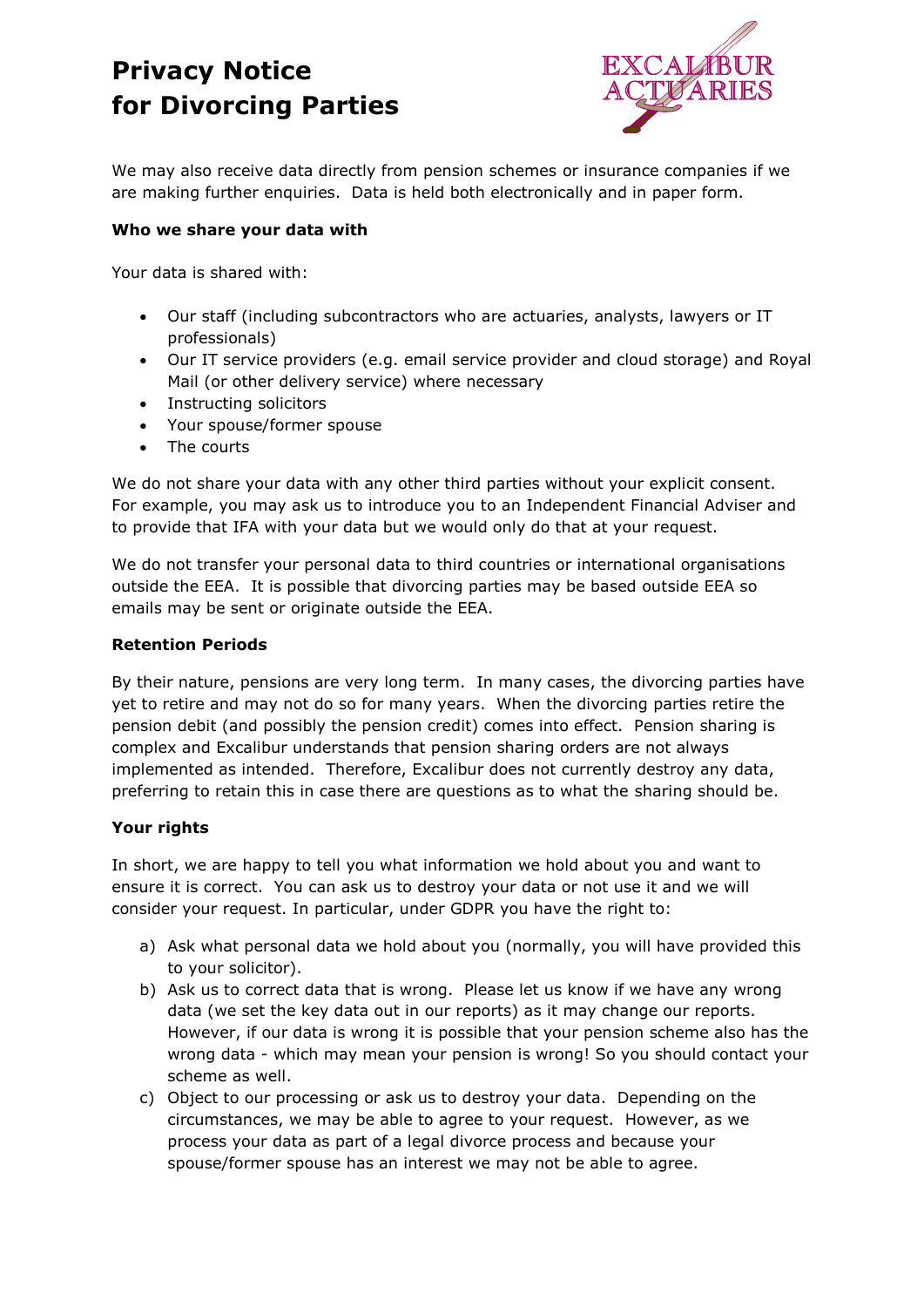We may also receive data directly from pension schemes or insurance companies if we are making further enquiries. Data is held both electronically and in paper form.

**Who we share your data with**

Your data is shared with:

- Our staff (including subcontractors who are actuaries, analysts, lawyers or IT professionals)
- Our IT service providers (e.g. email service provider and cloud storage) and Royal Mail (or other delivery service) where necessary
- Instructing solicitors
- Your spouse/former spouse
- The courts

We do not share your data with any other third parties without your explicit consent. For example, you may ask us to introduce you to an Independent Financial Adviser and to provide that IFA with your data but we would only do that at your request.

We do not transfer your personal data to third countries or international organisations outside the EEA. It is possible that divorcing parties may be based outside EEA so emails may be sent or originate outside the EEA.

**Retention Periods**

By their nature, pensions are very long term. In many cases, the divorcing parties have yet to retire and may not do so for many years. When the divorcing parties retire the pension debit (and possibly the pension credit) comes into effect. Pension sharing is complex and Excalibur understands that pension sharing orders are not always implemented as intended. Therefore, Excalibur does not currently destroy any data, preferring to retain this in case there are questions as to what the sharing should be.

**Your rights**

In short, we are happy to tell you what information we hold about you and want to ensure it is correct. You can ask us to destroy your data or not use it and we will consider your request. In particular, under GDPR you have the right to:

a) Ask what personal data we hold about you (normally, you will have provided this to your solicitor).
b) Ask us to correct data that is wrong. Please let us know if we have any wrong data (we set the key data out in our reports) as it may change our reports. However, if our data is wrong it is possible that your pension scheme also has the wrong data - which may mean your pension is wrong! So you should contact your scheme as well.
c) Object to our processing or ask us to destroy your data. Depending on the circumstances, we may be able to agree to your request. However, as we process your data as part of a legal divorce process and because your spouse/former spouse has an interest we may not be able to agree.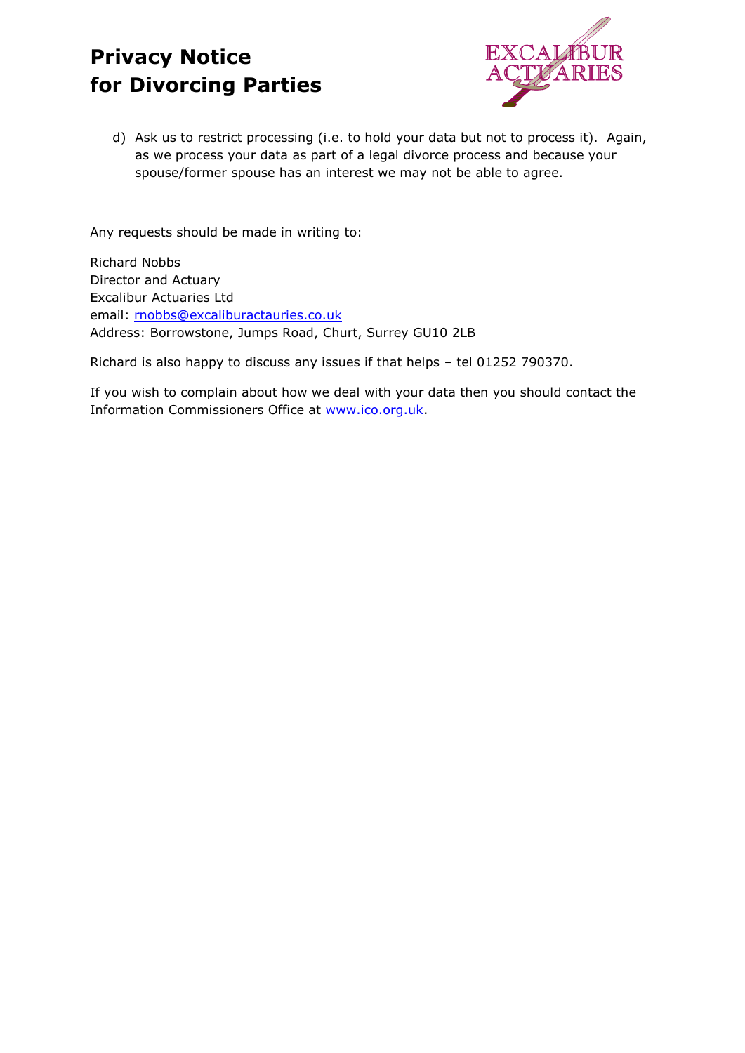d) Ask us to restrict processing (i.e. to hold your data but not to process it). Again, as we process your data as part of a legal divorce process and because your spouse/former spouse has an interest we may not be able to agree.

Any requests should be made in writing to:

Richard Nobbs
Director and Actuary
Excalibur Actuaries Ltd
email: rnobbs@excaliburactauries.co.uk
Address: Borrowstone, Jumps Road, Churt, Surrey GU10 2LB

Richard is also happy to discuss any issues if that helps – tel 01252 790370.

If you wish to complain about how we deal with your data then you should contact the Information Commissioners Office at www.ico.org.uk.